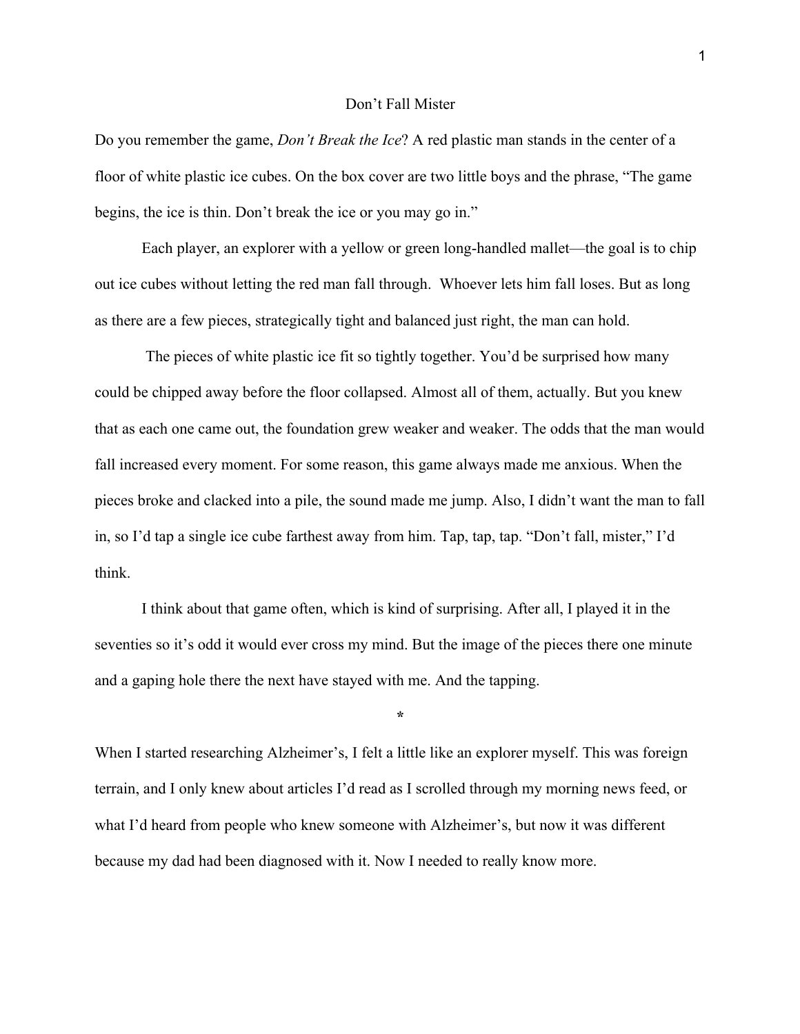# Don't Fall Mister

Do you remember the game, *Don't Break the Ice*? A red plastic man stands in the center of a floor of white plastic ice cubes. On the box cover are two little boys and the phrase, "The game begins, the ice is thin. Don't break the ice or you may go in."

Each player, an explorer with a yellow or green long-handled mallet—the goal is to chip out ice cubes without letting the red man fall through. Whoever lets him fall loses. But as long as there are a few pieces, strategically tight and balanced just right, the man can hold.

The pieces of white plastic ice fit so tightly together. You'd be surprised how many could be chipped away before the floor collapsed. Almost all of them, actually. But you knew that as each one came out, the foundation grew weaker and weaker. The odds that the man would fall increased every moment. For some reason, this game always made me anxious. When the pieces broke and clacked into a pile, the sound made me jump. Also, I didn't want the man to fall in, so I'd tap a single ice cube farthest away from him. Tap, tap, tap. "Don't fall, mister," I'd think.

I think about that game often, which is kind of surprising. After all, I played it in the seventies so it's odd it would ever cross my mind. But the image of the pieces there one minute and a gaping hole there the next have stayed with me. And the tapping.

*

When I started researching Alzheimer's, I felt a little like an explorer myself. This was foreign terrain, and I only knew about articles I'd read as I scrolled through my morning news feed, or what I'd heard from people who knew someone with Alzheimer's, but now it was different because my dad had been diagnosed with it. Now I needed to really know more.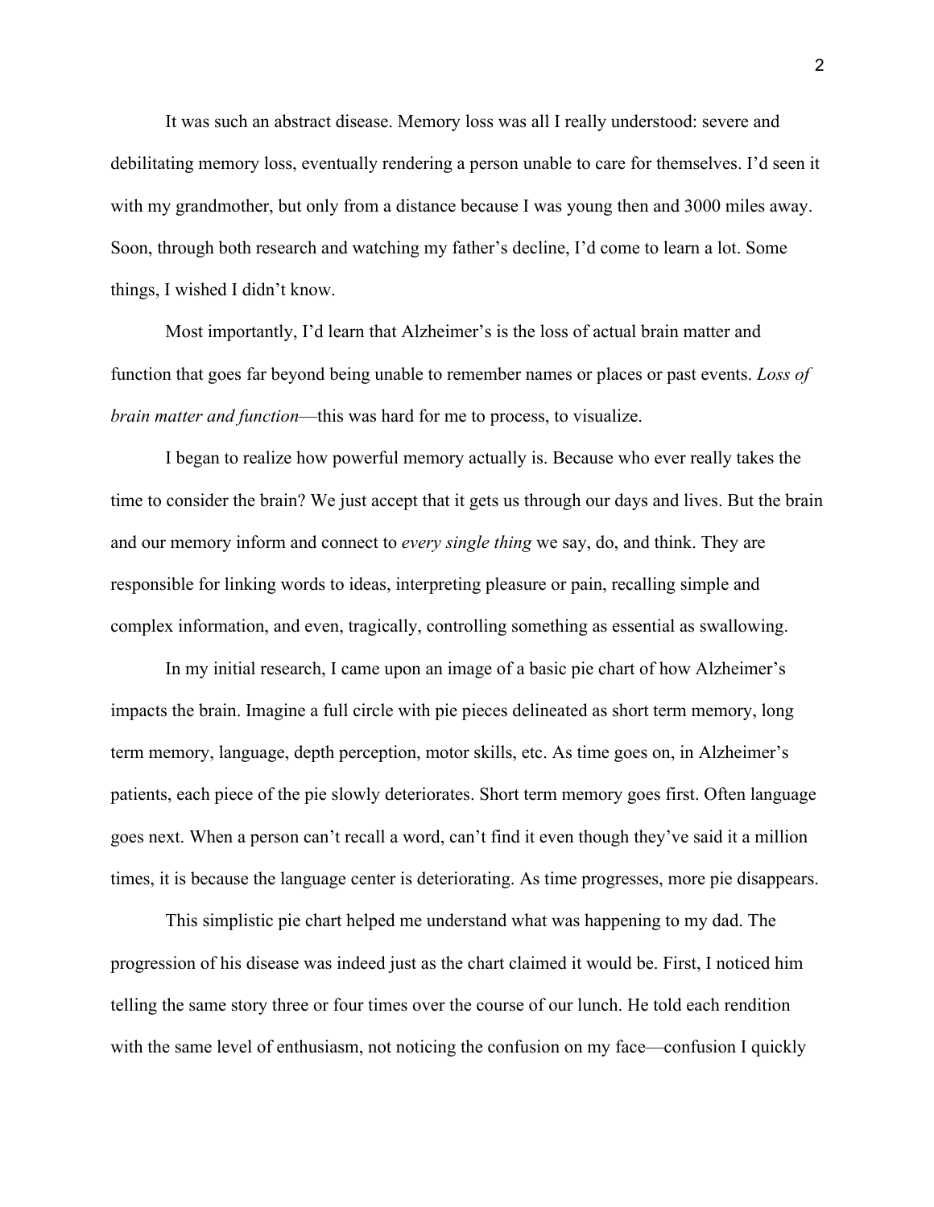It was such an abstract disease. Memory loss was all I really understood: severe and debilitating memory loss, eventually rendering a person unable to care for themselves. I'd seen it with my grandmother, but only from a distance because I was young then and 3000 miles away. Soon, through both research and watching my father's decline, I'd come to learn a lot. Some things, I wished I didn't know.

Most importantly, I'd learn that Alzheimer's is the loss of actual brain matter and function that goes far beyond being unable to remember names or places or past events. *Loss of brain matter and function*—this was hard for me to process, to visualize.

I began to realize how powerful memory actually is. Because who ever really takes the time to consider the brain? We just accept that it gets us through our days and lives. But the brain and our memory inform and connect to *every single thing* we say, do, and think. They are responsible for linking words to ideas, interpreting pleasure or pain, recalling simple and complex information, and even, tragically, controlling something as essential as swallowing.

In my initial research, I came upon an image of a basic pie chart of how Alzheimer's impacts the brain. Imagine a full circle with pie pieces delineated as short term memory, long term memory, language, depth perception, motor skills, etc. As time goes on, in Alzheimer's patients, each piece of the pie slowly deteriorates. Short term memory goes first. Often language goes next. When a person can't recall a word, can't find it even though they've said it a million times, it is because the language center is deteriorating. As time progresses, more pie disappears.

This simplistic pie chart helped me understand what was happening to my dad. The progression of his disease was indeed just as the chart claimed it would be. First, I noticed him telling the same story three or four times over the course of our lunch. He told each rendition with the same level of enthusiasm, not noticing the confusion on my face—confusion I quickly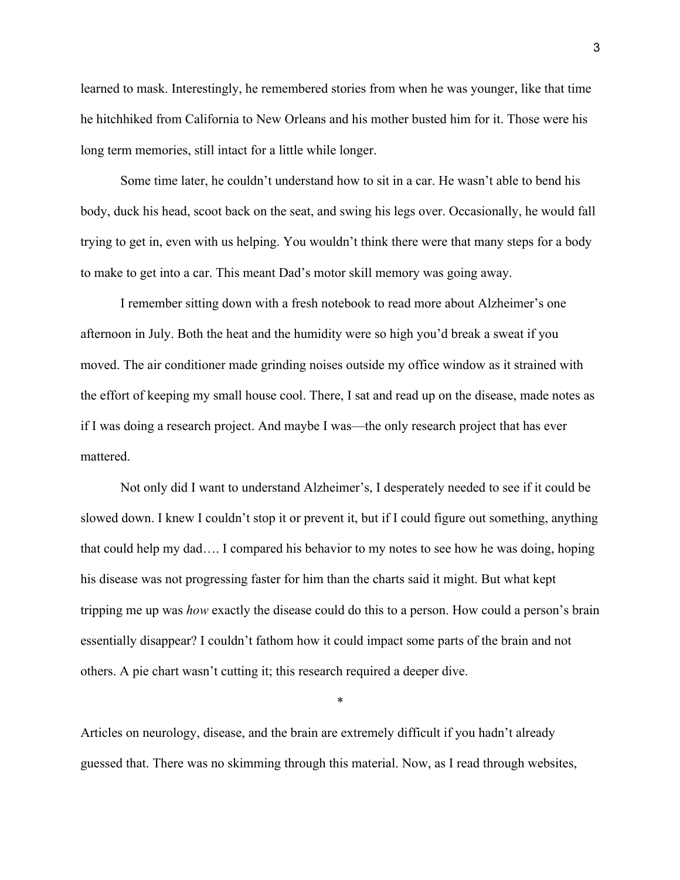learned to mask. Interestingly, he remembered stories from when he was younger, like that time he hitchhiked from California to New Orleans and his mother busted him for it. Those were his long term memories, still intact for a little while longer.

Some time later, he couldn't understand how to sit in a car. He wasn't able to bend his body, duck his head, scoot back on the seat, and swing his legs over. Occasionally, he would fall trying to get in, even with us helping. You wouldn't think there were that many steps for a body to make to get into a car. This meant Dad's motor skill memory was going away.

I remember sitting down with a fresh notebook to read more about Alzheimer's one afternoon in July. Both the heat and the humidity were so high you'd break a sweat if you moved. The air conditioner made grinding noises outside my office window as it strained with the effort of keeping my small house cool. There, I sat and read up on the disease, made notes as if I was doing a research project. And maybe I was—the only research project that has ever mattered.

Not only did I want to understand Alzheimer's, I desperately needed to see if it could be slowed down. I knew I couldn't stop it or prevent it, but if I could figure out something, anything that could help my dad…. I compared his behavior to my notes to see how he was doing, hoping his disease was not progressing faster for him than the charts said it might. But what kept tripping me up was *how* exactly the disease could do this to a person. How could a person's brain essentially disappear? I couldn't fathom how it could impact some parts of the brain and not others. A pie chart wasn't cutting it; this research required a deeper dive.

*

Articles on neurology, disease, and the brain are extremely difficult if you hadn't already guessed that. There was no skimming through this material. Now, as I read through websites,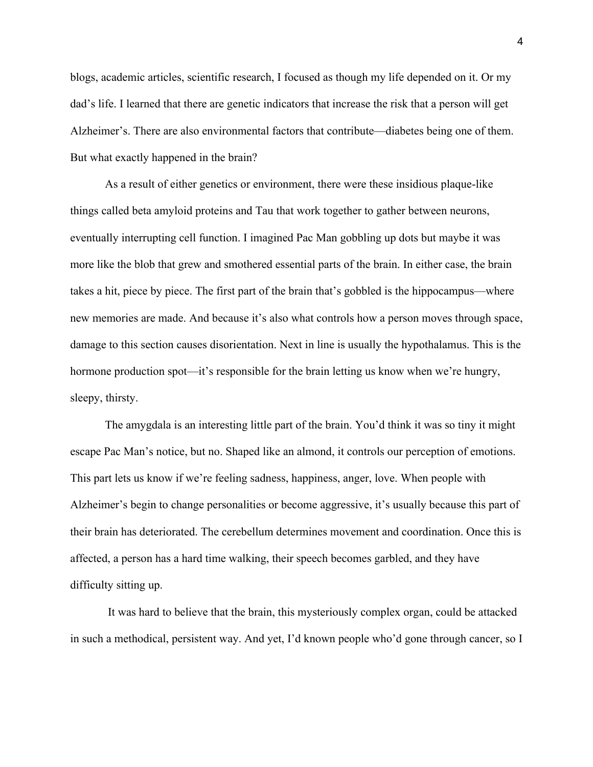blogs, academic articles, scientific research, I focused as though my life depended on it. Or my dad's life. I learned that there are genetic indicators that increase the risk that a person will get Alzheimer's. There are also environmental factors that contribute—diabetes being one of them. But what exactly happened in the brain?

As a result of either genetics or environment, there were these insidious plaque-like things called beta amyloid proteins and Tau that work together to gather between neurons, eventually interrupting cell function. I imagined Pac Man gobbling up dots but maybe it was more like the blob that grew and smothered essential parts of the brain. In either case, the brain takes a hit, piece by piece. The first part of the brain that's gobbled is the hippocampus—where new memories are made. And because it's also what controls how a person moves through space, damage to this section causes disorientation. Next in line is usually the hypothalamus. This is the hormone production spot—it's responsible for the brain letting us know when we're hungry, sleepy, thirsty.

The amygdala is an interesting little part of the brain. You'd think it was so tiny it might escape Pac Man's notice, but no. Shaped like an almond, it controls our perception of emotions. This part lets us know if we're feeling sadness, happiness, anger, love. When people with Alzheimer's begin to change personalities or become aggressive, it's usually because this part of their brain has deteriorated. The cerebellum determines movement and coordination. Once this is affected, a person has a hard time walking, their speech becomes garbled, and they have difficulty sitting up.

It was hard to believe that the brain, this mysteriously complex organ, could be attacked in such a methodical, persistent way. And yet, I'd known people who'd gone through cancer, so I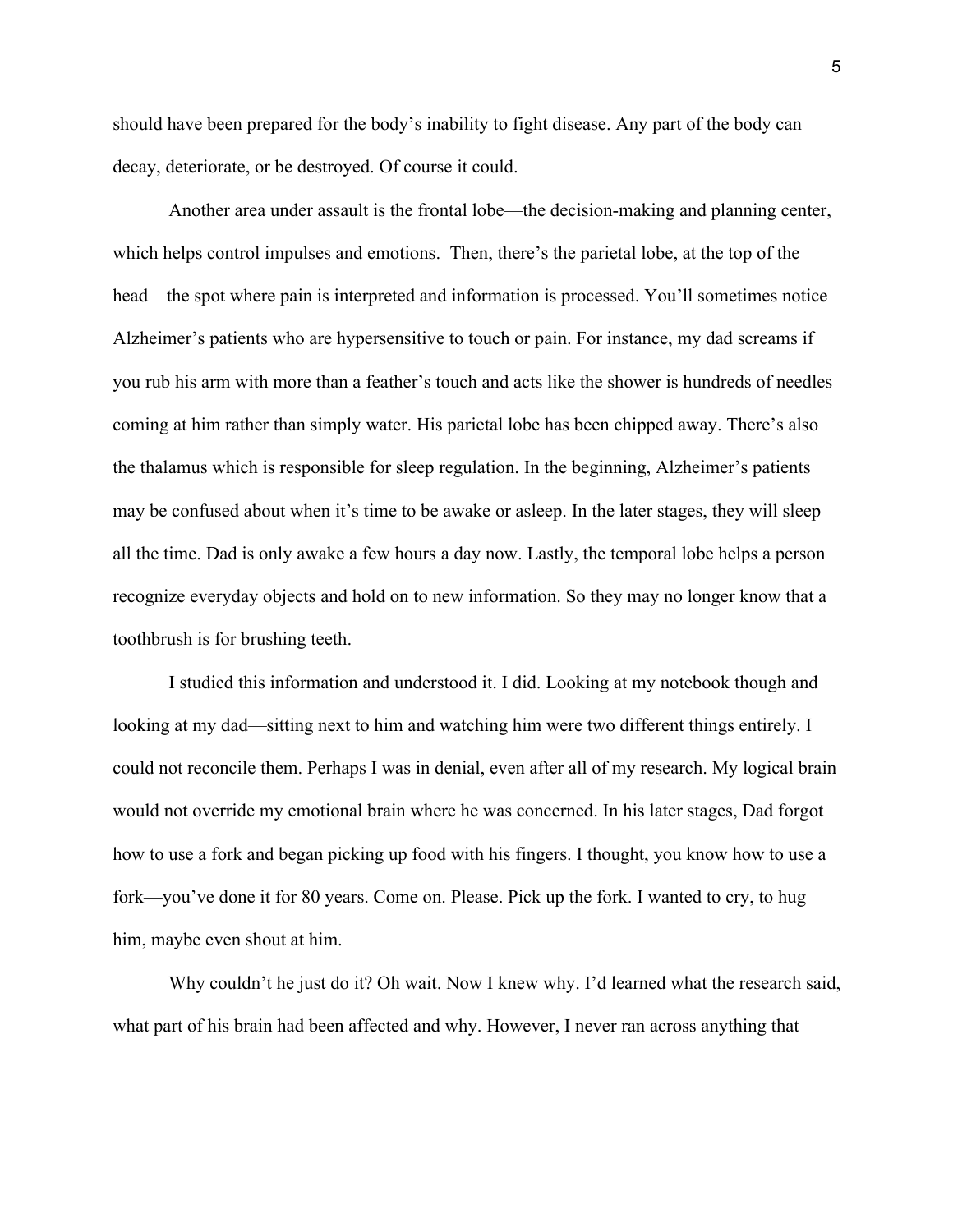should have been prepared for the body's inability to fight disease. Any part of the body can decay, deteriorate, or be destroyed. Of course it could.

Another area under assault is the frontal lobe—the decision-making and planning center, which helps control impulses and emotions.  Then, there's the parietal lobe, at the top of the head—the spot where pain is interpreted and information is processed. You'll sometimes notice Alzheimer's patients who are hypersensitive to touch or pain. For instance, my dad screams if you rub his arm with more than a feather's touch and acts like the shower is hundreds of needles coming at him rather than simply water. His parietal lobe has been chipped away. There's also the thalamus which is responsible for sleep regulation. In the beginning, Alzheimer's patients may be confused about when it's time to be awake or asleep. In the later stages, they will sleep all the time. Dad is only awake a few hours a day now. Lastly, the temporal lobe helps a person recognize everyday objects and hold on to new information. So they may no longer know that a toothbrush is for brushing teeth.

I studied this information and understood it. I did. Looking at my notebook though and looking at my dad—sitting next to him and watching him were two different things entirely. I could not reconcile them. Perhaps I was in denial, even after all of my research. My logical brain would not override my emotional brain where he was concerned. In his later stages, Dad forgot how to use a fork and began picking up food with his fingers. I thought, you know how to use a fork—you've done it for 80 years. Come on. Please. Pick up the fork. I wanted to cry, to hug him, maybe even shout at him.

Why couldn't he just do it? Oh wait. Now I knew why. I'd learned what the research said, what part of his brain had been affected and why. However, I never ran across anything that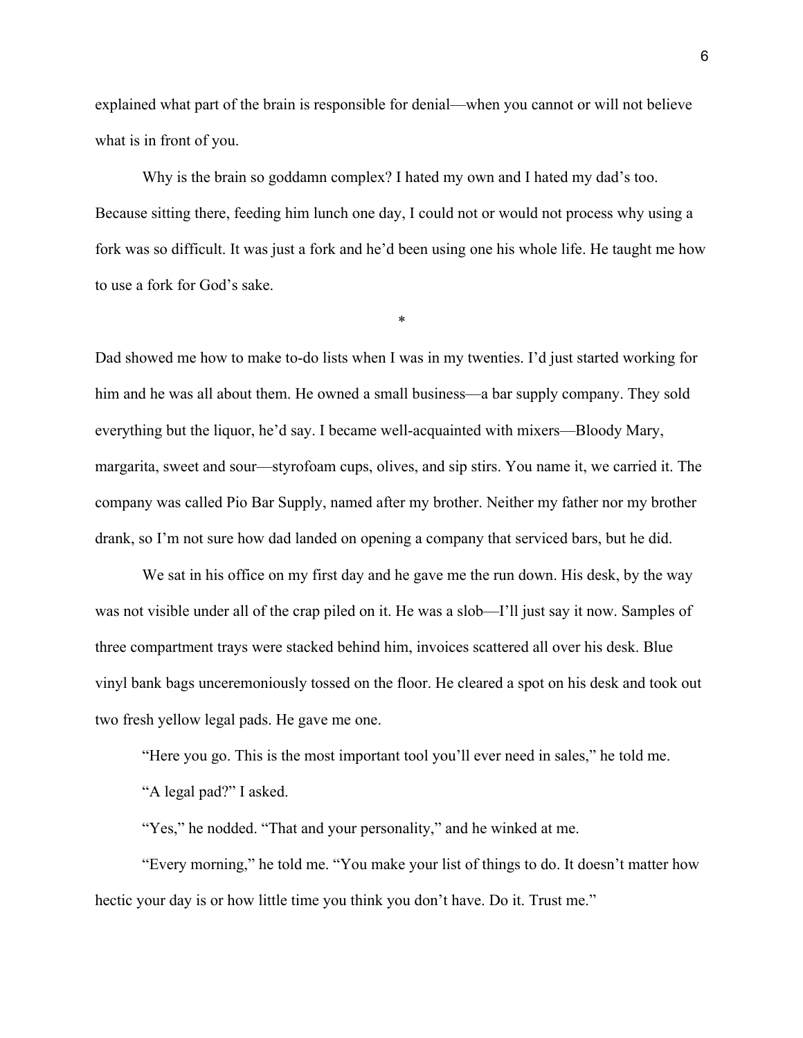explained what part of the brain is responsible for denial—when you cannot or will not believe what is in front of you.

Why is the brain so goddamn complex? I hated my own and I hated my dad's too. Because sitting there, feeding him lunch one day, I could not or would not process why using a fork was so difficult. It was just a fork and he'd been using one his whole life. He taught me how to use a fork for God's sake.

*

Dad showed me how to make to-do lists when I was in my twenties. I'd just started working for him and he was all about them. He owned a small business—a bar supply company. They sold everything but the liquor, he'd say. I became well-acquainted with mixers—Bloody Mary, margarita, sweet and sour—styrofoam cups, olives, and sip stirs. You name it, we carried it. The company was called Pio Bar Supply, named after my brother. Neither my father nor my brother drank, so I'm not sure how dad landed on opening a company that serviced bars, but he did.

We sat in his office on my first day and he gave me the run down. His desk, by the way was not visible under all of the crap piled on it. He was a slob—I'll just say it now. Samples of three compartment trays were stacked behind him, invoices scattered all over his desk. Blue vinyl bank bags unceremoniously tossed on the floor. He cleared a spot on his desk and took out two fresh yellow legal pads. He gave me one.

"Here you go. This is the most important tool you'll ever need in sales," he told me.

"A legal pad?" I asked.

"Yes," he nodded. "That and your personality," and he winked at me.

"Every morning," he told me. "You make your list of things to do. It doesn't matter how hectic your day is or how little time you think you don't have. Do it. Trust me."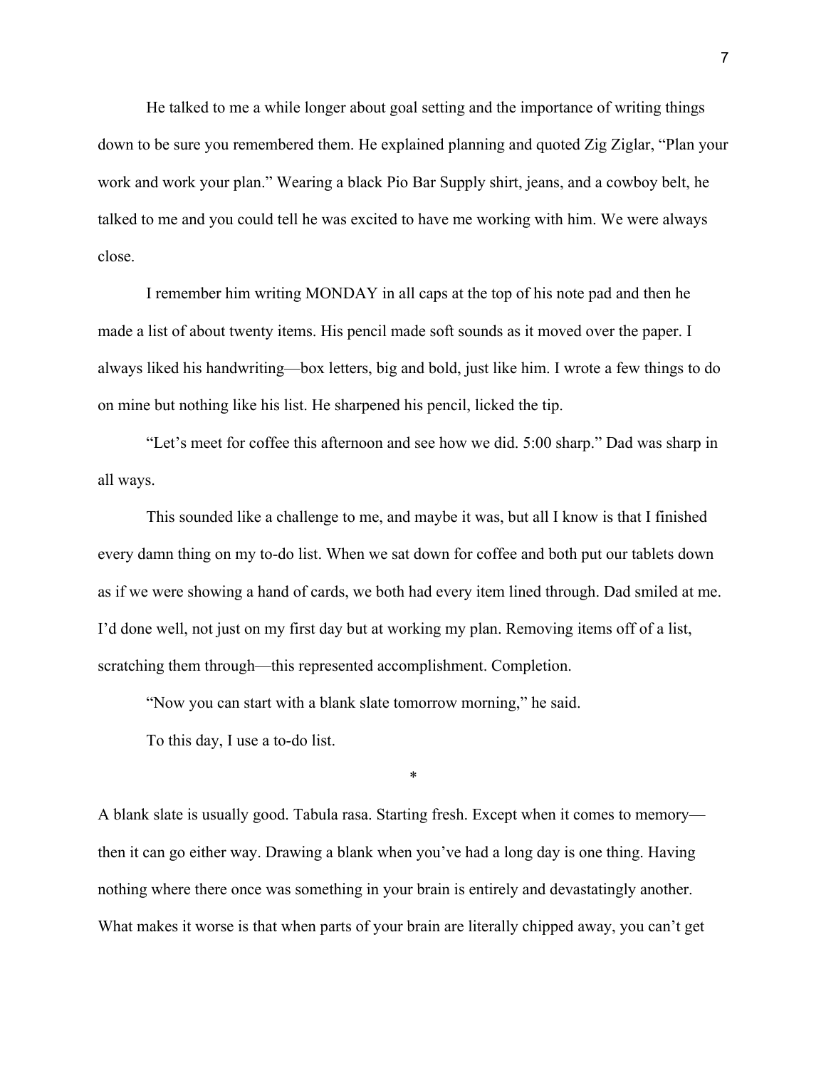He talked to me a while longer about goal setting and the importance of writing things down to be sure you remembered them. He explained planning and quoted Zig Ziglar, "Plan your work and work your plan." Wearing a black Pio Bar Supply shirt, jeans, and a cowboy belt, he talked to me and you could tell he was excited to have me working with him. We were always close.

I remember him writing MONDAY in all caps at the top of his note pad and then he made a list of about twenty items. His pencil made soft sounds as it moved over the paper. I always liked his handwriting—box letters, big and bold, just like him. I wrote a few things to do on mine but nothing like his list. He sharpened his pencil, licked the tip.

"Let's meet for coffee this afternoon and see how we did. 5:00 sharp." Dad was sharp in all ways.

This sounded like a challenge to me, and maybe it was, but all I know is that I finished every damn thing on my to-do list. When we sat down for coffee and both put our tablets down as if we were showing a hand of cards, we both had every item lined through. Dad smiled at me. I'd done well, not just on my first day but at working my plan. Removing items off of a list, scratching them through—this represented accomplishment. Completion.

"Now you can start with a blank slate tomorrow morning," he said.

To this day, I use a to-do list.

*

A blank slate is usually good. Tabula rasa. Starting fresh. Except when it comes to memory—then it can go either way. Drawing a blank when you've had a long day is one thing. Having nothing where there once was something in your brain is entirely and devastatingly another. What makes it worse is that when parts of your brain are literally chipped away, you can't get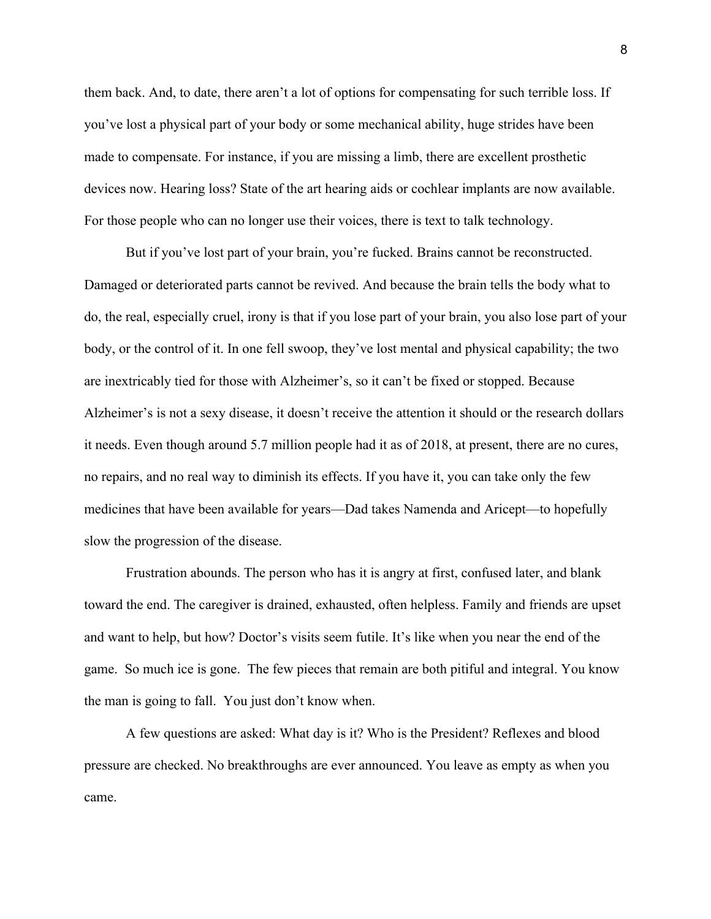them back. And, to date, there aren't a lot of options for compensating for such terrible loss. If you've lost a physical part of your body or some mechanical ability, huge strides have been made to compensate. For instance, if you are missing a limb, there are excellent prosthetic devices now. Hearing loss? State of the art hearing aids or cochlear implants are now available. For those people who can no longer use their voices, there is text to talk technology.

But if you've lost part of your brain, you're fucked. Brains cannot be reconstructed. Damaged or deteriorated parts cannot be revived. And because the brain tells the body what to do, the real, especially cruel, irony is that if you lose part of your brain, you also lose part of your body, or the control of it. In one fell swoop, they've lost mental and physical capability; the two are inextricably tied for those with Alzheimer's, so it can't be fixed or stopped. Because Alzheimer's is not a sexy disease, it doesn't receive the attention it should or the research dollars it needs. Even though around 5.7 million people had it as of 2018, at present, there are no cures, no repairs, and no real way to diminish its effects. If you have it, you can take only the few medicines that have been available for years—Dad takes Namenda and Aricept—to hopefully slow the progression of the disease.

Frustration abounds. The person who has it is angry at first, confused later, and blank toward the end. The caregiver is drained, exhausted, often helpless. Family and friends are upset and want to help, but how? Doctor's visits seem futile. It's like when you near the end of the game. So much ice is gone. The few pieces that remain are both pitiful and integral. You know the man is going to fall. You just don't know when.

A few questions are asked: What day is it? Who is the President? Reflexes and blood pressure are checked. No breakthroughs are ever announced. You leave as empty as when you came.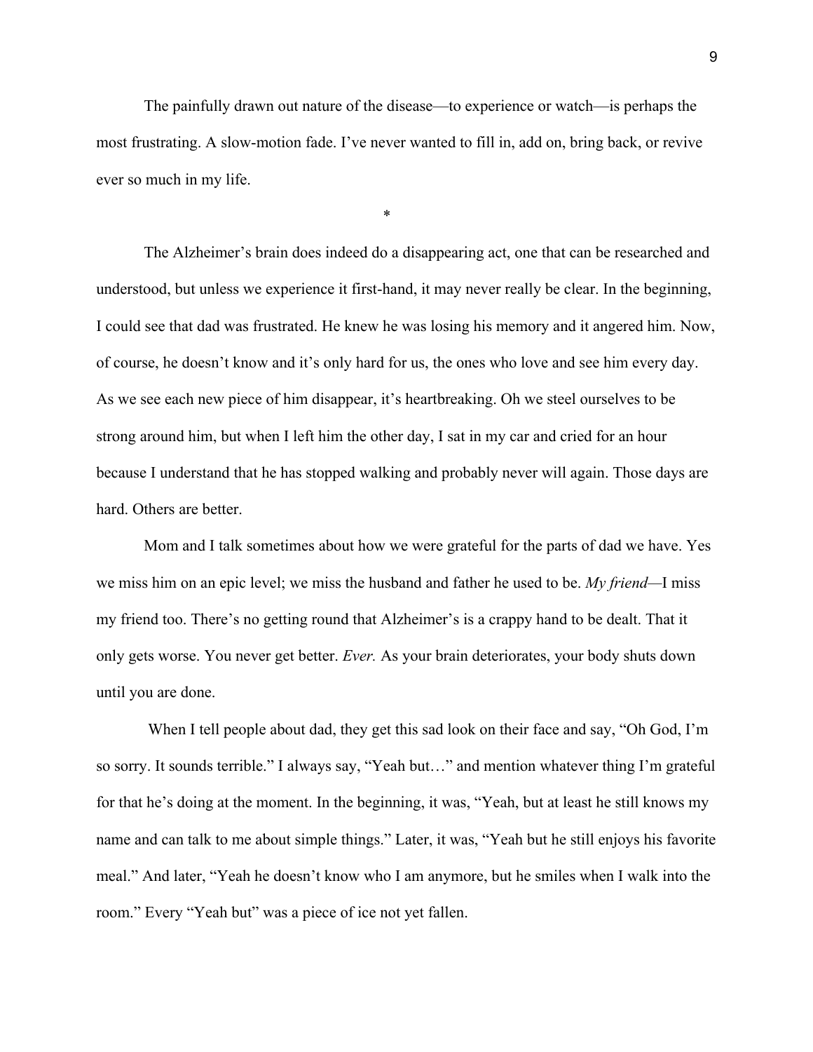The painfully drawn out nature of the disease—to experience or watch—is perhaps the most frustrating. A slow-motion fade. I've never wanted to fill in, add on, bring back, or revive ever so much in my life.

*

The Alzheimer's brain does indeed do a disappearing act, one that can be researched and understood, but unless we experience it first-hand, it may never really be clear. In the beginning, I could see that dad was frustrated. He knew he was losing his memory and it angered him. Now, of course, he doesn't know and it's only hard for us, the ones who love and see him every day. As we see each new piece of him disappear, it's heartbreaking. Oh we steel ourselves to be strong around him, but when I left him the other day, I sat in my car and cried for an hour because I understand that he has stopped walking and probably never will again. Those days are hard. Others are better.

Mom and I talk sometimes about how we were grateful for the parts of dad we have. Yes we miss him on an epic level; we miss the husband and father he used to be. *My friend*—I miss my friend too. There's no getting round that Alzheimer's is a crappy hand to be dealt. That it only gets worse. You never get better. *Ever.* As your brain deteriorates, your body shuts down until you are done.

When I tell people about dad, they get this sad look on their face and say, "Oh God, I'm so sorry. It sounds terrible." I always say, "Yeah but…" and mention whatever thing I'm grateful for that he's doing at the moment. In the beginning, it was, "Yeah, but at least he still knows my name and can talk to me about simple things." Later, it was, "Yeah but he still enjoys his favorite meal." And later, "Yeah he doesn't know who I am anymore, but he smiles when I walk into the room." Every "Yeah but" was a piece of ice not yet fallen.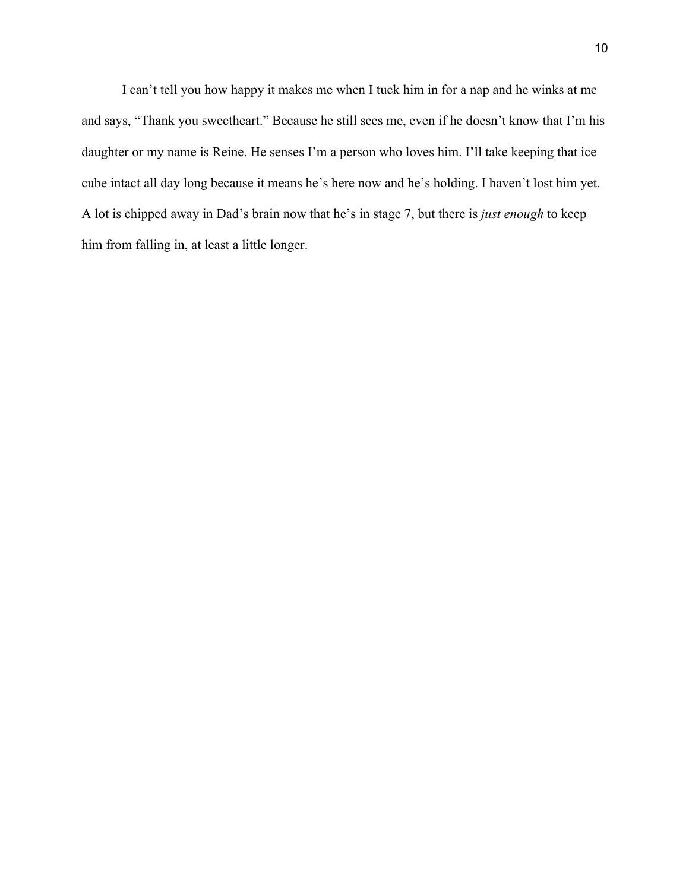I can't tell you how happy it makes me when I tuck him in for a nap and he winks at me and says, "Thank you sweetheart." Because he still sees me, even if he doesn't know that I'm his daughter or my name is Reine. He senses I'm a person who loves him. I'll take keeping that ice cube intact all day long because it means he's here now and he's holding. I haven't lost him yet. A lot is chipped away in Dad's brain now that he's in stage 7, but there is *just enough* to keep him from falling in, at least a little longer.